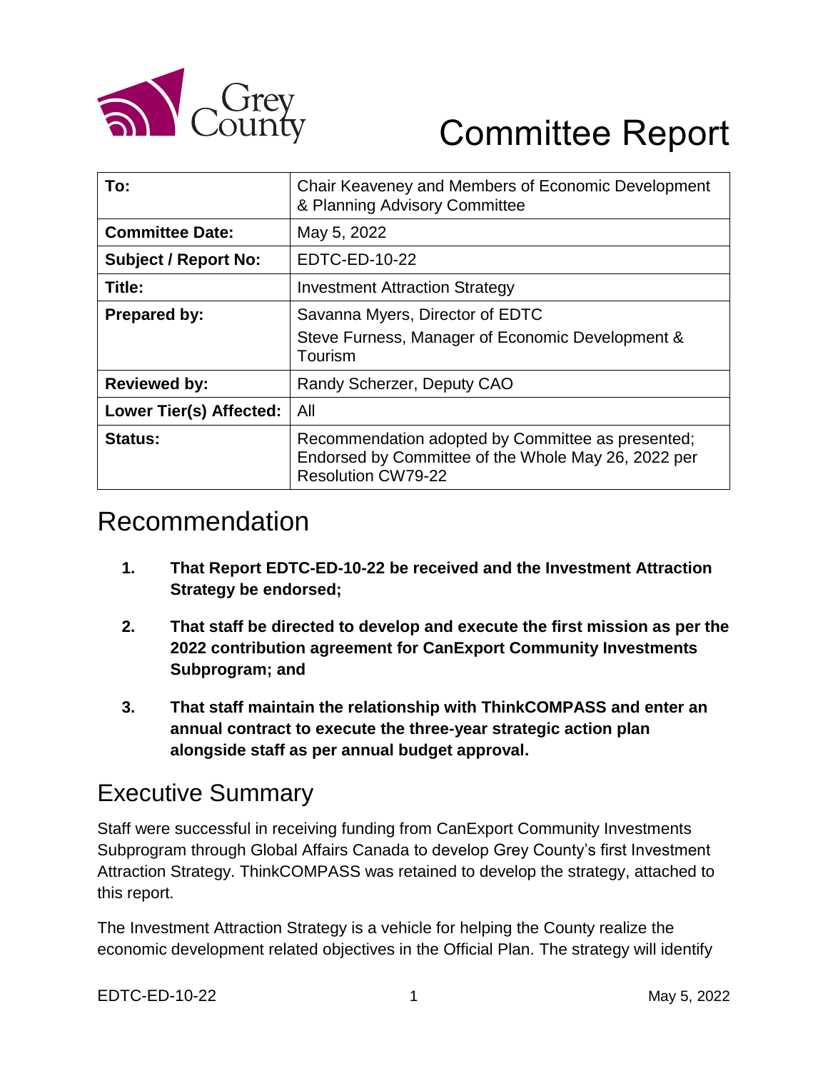Grey County

# Committee Report

| To: | Chair Keaveney and Members of Economic Development & Planning Advisory Committee |
|---|---|
| **Committee Date:** | May 5, 2022 |
| **Subject / Report No:** | EDTC-ED-10-22 |
| **Title:** | Investment Attraction Strategy |
| **Prepared by:** | Savanna Myers, Director of EDTC<br>Steve Furness, Manager of Economic Development & Tourism |
| **Reviewed by:** | Randy Scherzer, Deputy CAO |
| **Lower Tier(s) Affected:** | All |
| **Status:** | Recommendation adopted by Committee as presented; Endorsed by Committee of the Whole May 26, 2022 per Resolution CW79-22 |

## Recommendation

1. **That Report EDTC-ED-10-22 be received and the Investment Attraction Strategy be endorsed;**

2. **That staff be directed to develop and execute the first mission as per the 2022 contribution agreement for CanExport Community Investments Subprogram; and**

3. **That staff maintain the relationship with ThinkCOMPASS and enter an annual contract to execute the three-year strategic action plan alongside staff as per annual budget approval.**

## Executive Summary

Staff were successful in receiving funding from CanExport Community Investments Subprogram through Global Affairs Canada to develop Grey County's first Investment Attraction Strategy. ThinkCOMPASS was retained to develop the strategy, attached to this report.

The Investment Attraction Strategy is a vehicle for helping the County realize the economic development related objectives in the Official Plan. The strategy will identify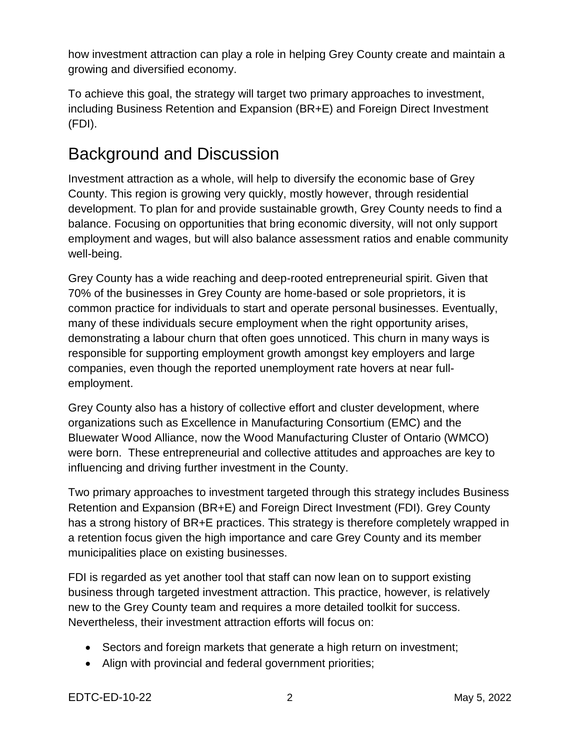how investment attraction can play a role in helping Grey County create and maintain a growing and diversified economy.

To achieve this goal, the strategy will target two primary approaches to investment, including Business Retention and Expansion (BR+E) and Foreign Direct Investment (FDI).

# Background and Discussion

Investment attraction as a whole, will help to diversify the economic base of Grey County. This region is growing very quickly, mostly however, through residential development. To plan for and provide sustainable growth, Grey County needs to find a balance. Focusing on opportunities that bring economic diversity, will not only support employment and wages, but will also balance assessment ratios and enable community well-being.

Grey County has a wide reaching and deep-rooted entrepreneurial spirit. Given that 70% of the businesses in Grey County are home-based or sole proprietors, it is common practice for individuals to start and operate personal businesses. Eventually, many of these individuals secure employment when the right opportunity arises, demonstrating a labour churn that often goes unnoticed. This churn in many ways is responsible for supporting employment growth amongst key employers and large companies, even though the reported unemployment rate hovers at near full-employment.

Grey County also has a history of collective effort and cluster development, where organizations such as Excellence in Manufacturing Consortium (EMC) and the Bluewater Wood Alliance, now the Wood Manufacturing Cluster of Ontario (WMCO) were born. These entrepreneurial and collective attitudes and approaches are key to influencing and driving further investment in the County.

Two primary approaches to investment targeted through this strategy includes Business Retention and Expansion (BR+E) and Foreign Direct Investment (FDI). Grey County has a strong history of BR+E practices. This strategy is therefore completely wrapped in a retention focus given the high importance and care Grey County and its member municipalities place on existing businesses.

FDI is regarded as yet another tool that staff can now lean on to support existing business through targeted investment attraction. This practice, however, is relatively new to the Grey County team and requires a more detailed toolkit for success. Nevertheless, their investment attraction efforts will focus on:

- Sectors and foreign markets that generate a high return on investment;
- Align with provincial and federal government priorities;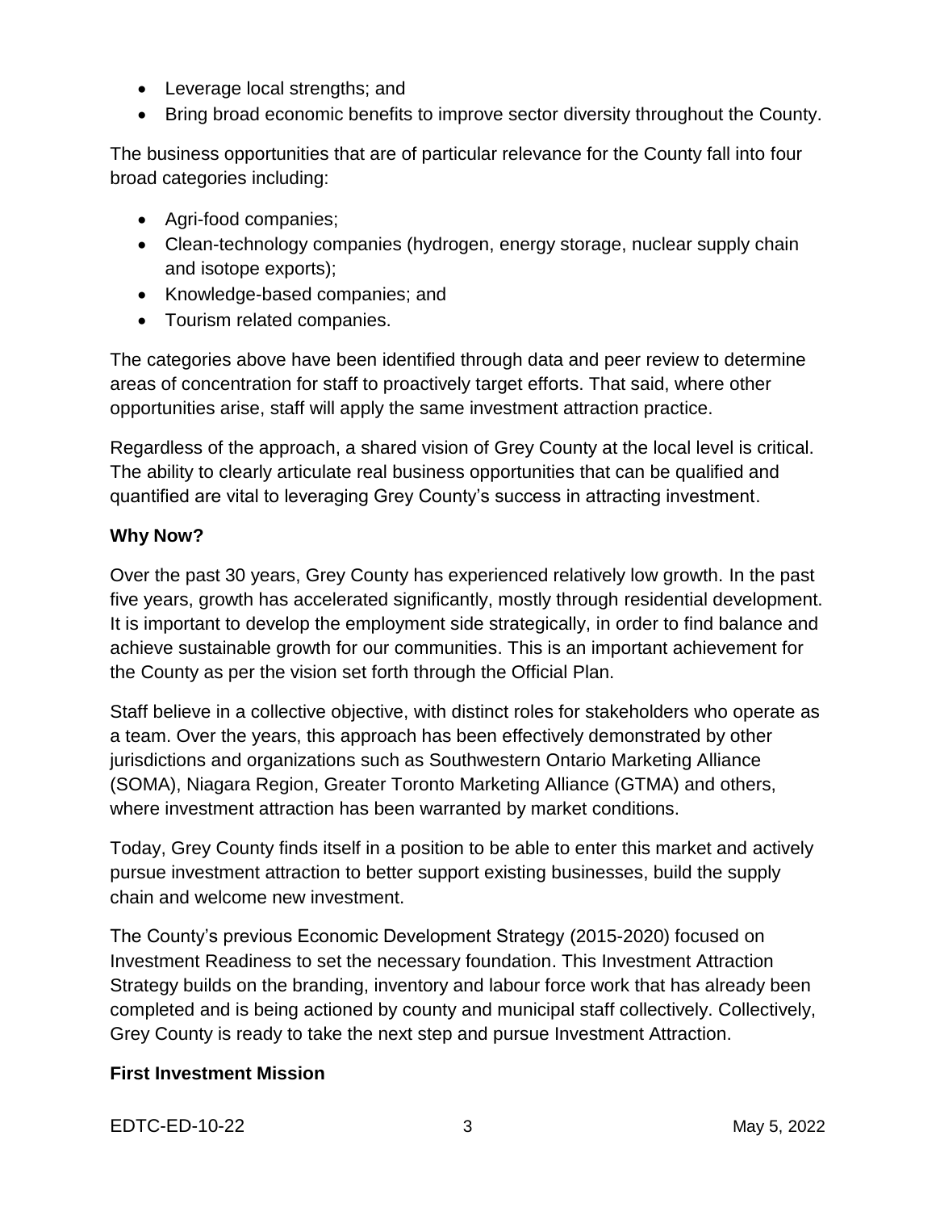- Leverage local strengths; and
- Bring broad economic benefits to improve sector diversity throughout the County.

The business opportunities that are of particular relevance for the County fall into four broad categories including:

- Agri-food companies;
- Clean-technology companies (hydrogen, energy storage, nuclear supply chain and isotope exports);
- Knowledge-based companies; and
- Tourism related companies.

The categories above have been identified through data and peer review to determine areas of concentration for staff to proactively target efforts. That said, where other opportunities arise, staff will apply the same investment attraction practice.

Regardless of the approach, a shared vision of Grey County at the local level is critical. The ability to clearly articulate real business opportunities that can be qualified and quantified are vital to leveraging Grey County's success in attracting investment.

**Why Now?**

Over the past 30 years, Grey County has experienced relatively low growth. In the past five years, growth has accelerated significantly, mostly through residential development. It is important to develop the employment side strategically, in order to find balance and achieve sustainable growth for our communities. This is an important achievement for the County as per the vision set forth through the Official Plan.

Staff believe in a collective objective, with distinct roles for stakeholders who operate as a team. Over the years, this approach has been effectively demonstrated by other jurisdictions and organizations such as Southwestern Ontario Marketing Alliance (SOMA), Niagara Region, Greater Toronto Marketing Alliance (GTMA) and others, where investment attraction has been warranted by market conditions.

Today, Grey County finds itself in a position to be able to enter this market and actively pursue investment attraction to better support existing businesses, build the supply chain and welcome new investment.

The County's previous Economic Development Strategy (2015-2020) focused on Investment Readiness to set the necessary foundation. This Investment Attraction Strategy builds on the branding, inventory and labour force work that has already been completed and is being actioned by county and municipal staff collectively. Collectively, Grey County is ready to take the next step and pursue Investment Attraction.

**First Investment Mission**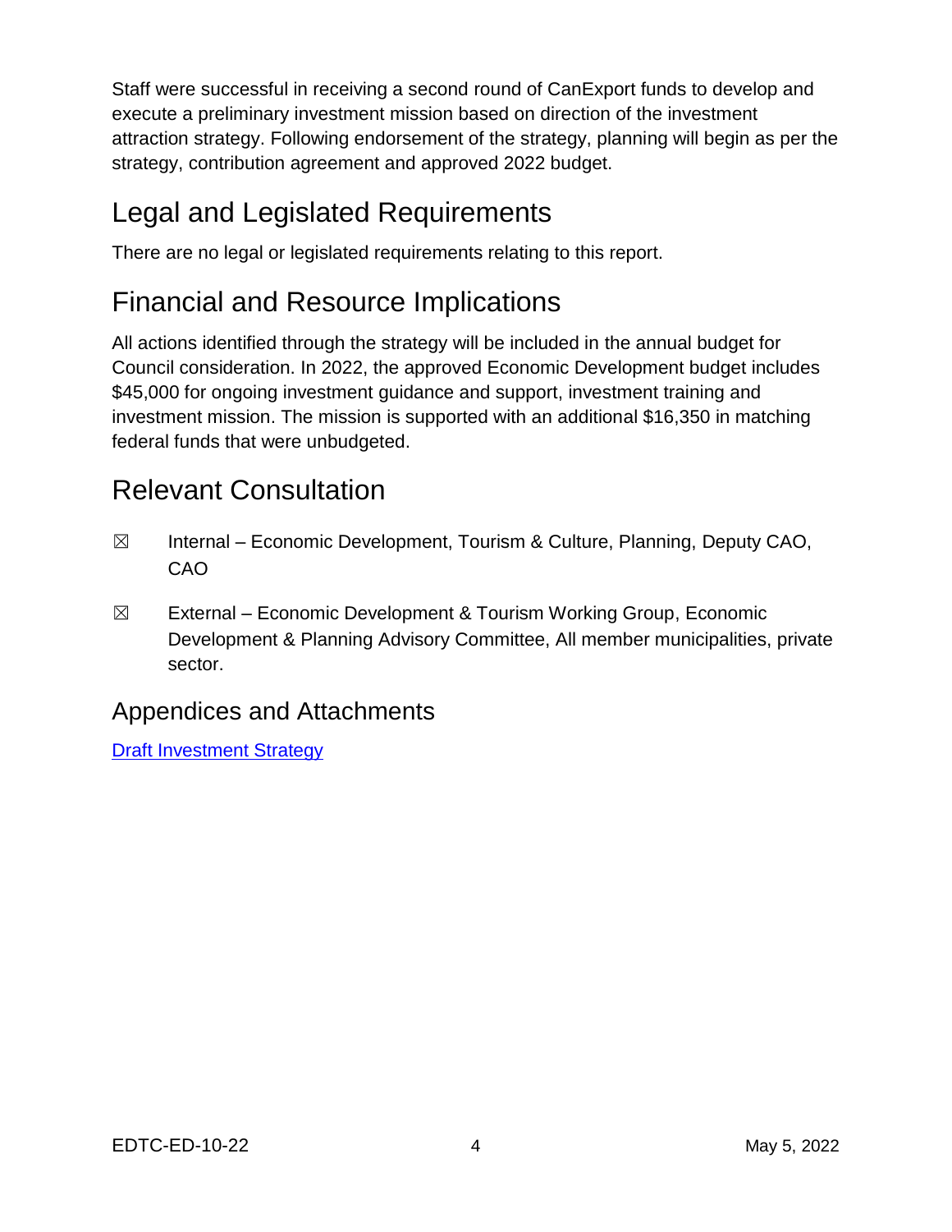Staff were successful in receiving a second round of CanExport funds to develop and execute a preliminary investment mission based on direction of the investment attraction strategy. Following endorsement of the strategy, planning will begin as per the strategy, contribution agreement and approved 2022 budget.

## Legal and Legislated Requirements

There are no legal or legislated requirements relating to this report.

## Financial and Resource Implications

All actions identified through the strategy will be included in the annual budget for Council consideration. In 2022, the approved Economic Development budget includes $45,000 for ongoing investment guidance and support, investment training and investment mission. The mission is supported with an additional $16,350 in matching federal funds that were unbudgeted.

## Relevant Consultation

☒ Internal – Economic Development, Tourism & Culture, Planning, Deputy CAO, CAO

☒ External – Economic Development & Tourism Working Group, Economic Development & Planning Advisory Committee, All member municipalities, private sector.

### Appendices and Attachments

Draft Investment Strategy